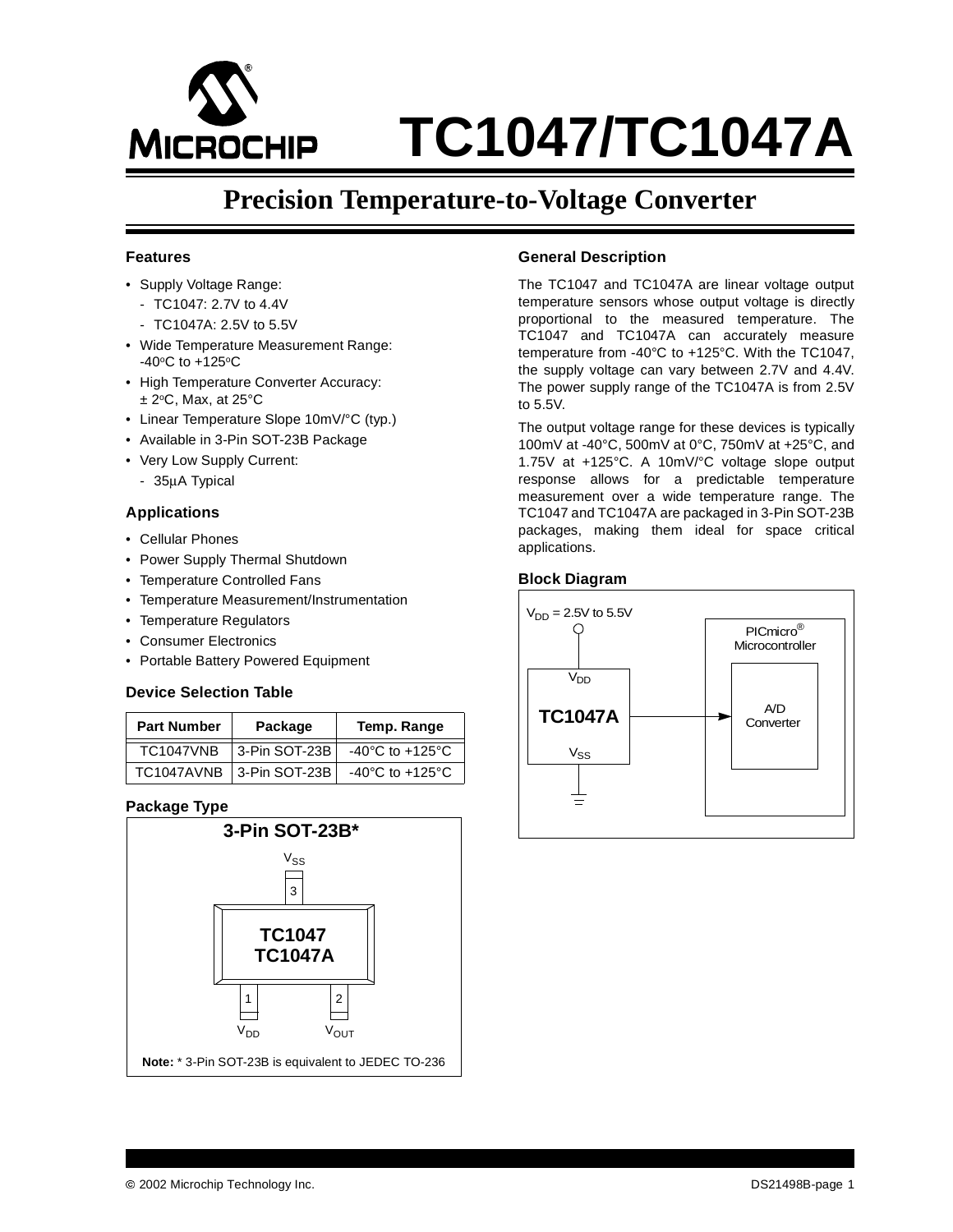# TC1047/TC1047A

## Precision Temperature-to-Voltage Converter

### Features

- Supply Voltage Range:
  - TC1047: 2.7V to 4.4V
  - TC1047A: 2.5V to 5.5V
- Wide Temperature Measurement Range: -40°C to +125°C
- High Temperature Converter Accuracy: ± 2°C, Max, at 25°C
- Linear Temperature Slope 10mV/°C (typ.)
- Available in 3-Pin SOT-23B Package
- Very Low Supply Current:
  - 35µA Typical

### Applications

- Cellular Phones
- Power Supply Thermal Shutdown
- Temperature Controlled Fans
- Temperature Measurement/Instrumentation
- Temperature Regulators
- Consumer Electronics
- Portable Battery Powered Equipment

### Device Selection Table

| Part Number | Package | Temp. Range |
|---|---|---|
| TC1047VNB | 3-Pin SOT-23B | -40°C to +125°C |
| TC1047AVNB | 3-Pin SOT-23B | -40°C to +125°C |

### Package Type

**3-Pin SOT-23B***

$V_{SS}$ (3)

**TC1047**
**TC1047A**

$V_{DD}$ (1) $V_{OUT}$ (2)

**Note:** * 3-Pin SOT-23B is equivalent to JEDEC TO-236

### General Description

The TC1047 and TC1047A are linear voltage output temperature sensors whose output voltage is directly proportional to the measured temperature. The TC1047 and TC1047A can accurately measure temperature from -40°C to +125°C. With the TC1047, the supply voltage can vary between 2.7V and 4.4V. The power supply range of the TC1047A is from 2.5V to 5.5V.

The output voltage range for these devices is typically 100mV at -40°C, 500mV at 0°C, 750mV at +25°C, and 1.75V at +125°C. A 10mV/°C voltage slope output response allows for a predictable temperature measurement over a wide temperature range. The TC1047 and TC1047A are packaged in 3-Pin SOT-23B packages, making them ideal for space critical applications.

### Block Diagram

$V_{DD}$ = 2.5V to 5.5V

$V_{DD}$

**TC1047A**

$V_{SS}$

PICmicro® Microcontroller

A/D Converter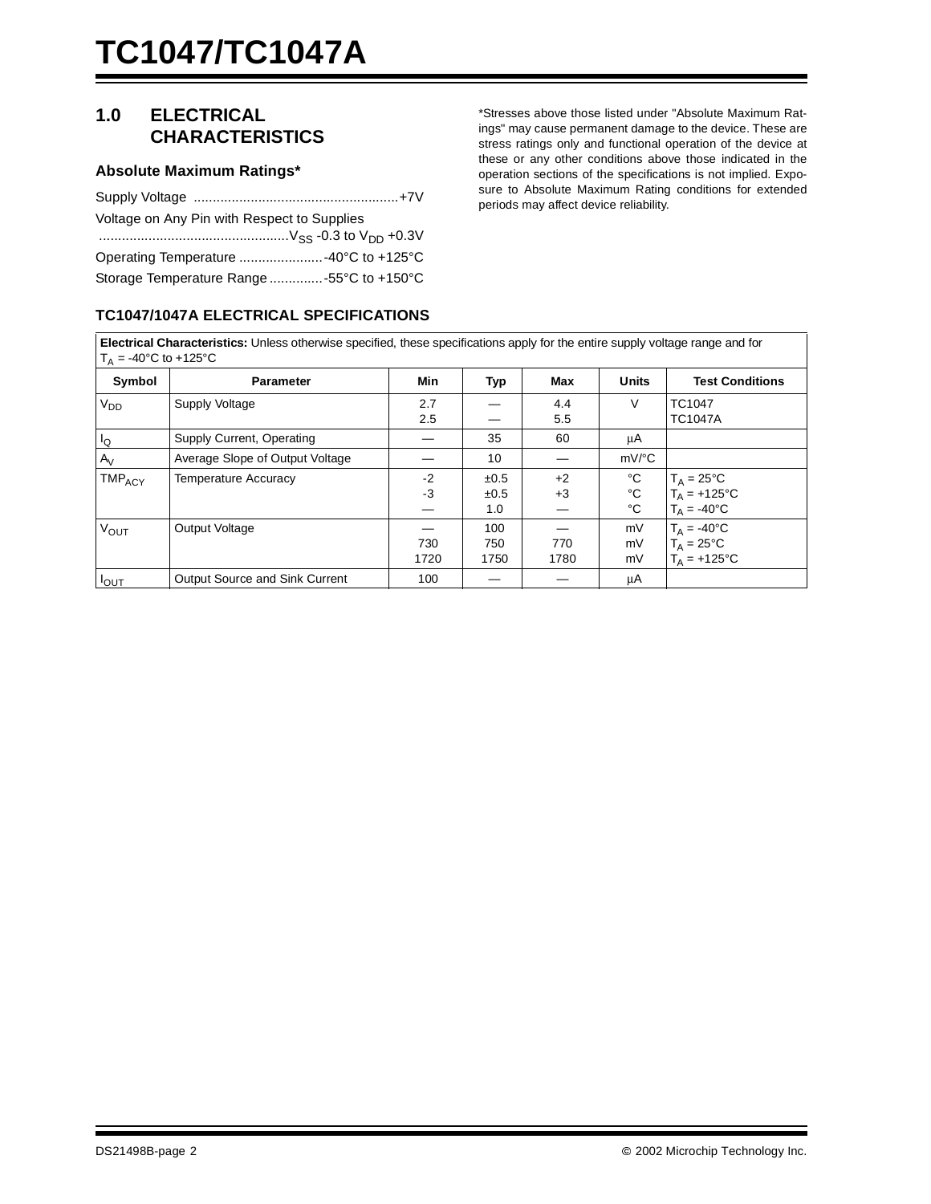## 1.0 ELECTRICAL CHARACTERISTICS

### Absolute Maximum Ratings*

Supply Voltage ......................................................+7V

Voltage on Any Pin with Respect to Supplies .................................................$V_{SS}$ -0.3 to $V_{DD}$ +0.3V

Operating Temperature ......................-40°C to +125°C

Storage Temperature Range..............-55°C to +150°C

*Stresses above those listed under "Absolute Maximum Ratings" may cause permanent damage to the device. These are stress ratings only and functional operation of the device at these or any other conditions above those indicated in the operation sections of the specifications is not implied. Exposure to Absolute Maximum Rating conditions for extended periods may affect device reliability.

### TC1047/1047A ELECTRICAL SPECIFICATIONS

**Electrical Characteristics:** Unless otherwise specified, these specifications apply for the entire supply voltage range and for $T_A$ = -40°C to +125°C

| Symbol | Parameter | Min | Typ | Max | Units | Test Conditions |
|---|---|---|---|---|---|---|
| $V_{DD}$ | Supply Voltage | 2.7<br>2.5 | —<br>— | 4.4<br>5.5 | V | TC1047<br>TC1047A |
| $I_Q$ | Supply Current, Operating | — | 35 | 60 | µA | |
| $A_V$ | Average Slope of Output Voltage | — | 10 | — | mV/°C | |
| $TMP_{ACY}$ | Temperature Accuracy | -2<br>-3<br>— | ±0.5<br>±0.5<br>1.0 | +2<br>+3<br>— | °C<br>°C<br>°C | $T_A$ = 25°C<br>$T_A$ = +125°C<br>$T_A$ = -40°C |
| $V_{OUT}$ | Output Voltage | —<br>730<br>1720 | 100<br>750<br>1750 | —<br>770<br>1780 | mV<br>mV<br>mV | $T_A$ = -40°C<br>$T_A$ = 25°C<br>$T_A$ = +125°C |
| $I_{OUT}$ | Output Source and Sink Current | 100 | — | — | µA | |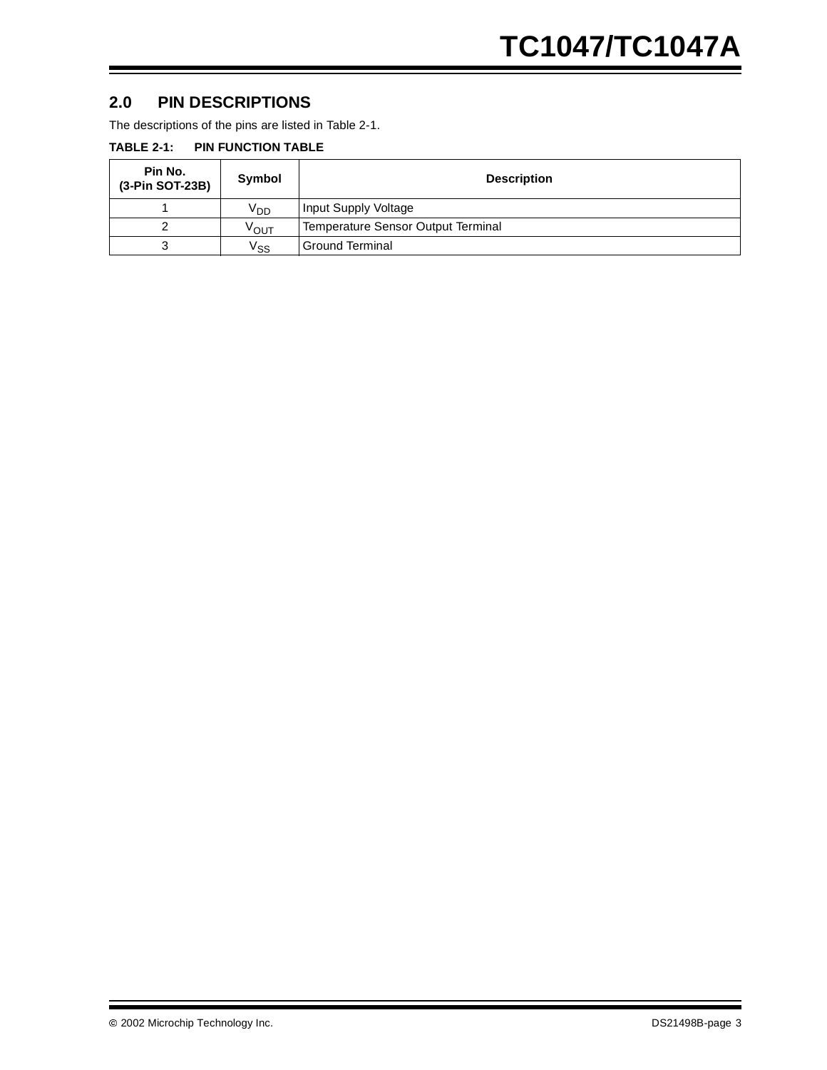## 2.0 PIN DESCRIPTIONS

The descriptions of the pins are listed in Table 2-1.

**TABLE 2-1: PIN FUNCTION TABLE**

| Pin No. (3-Pin SOT-23B) | Symbol | Description |
|---|---|---|
| 1 | $V_{DD}$ | Input Supply Voltage |
| 2 | $V_{OUT}$ | Temperature Sensor Output Terminal |
| 3 | $V_{SS}$ | Ground Terminal |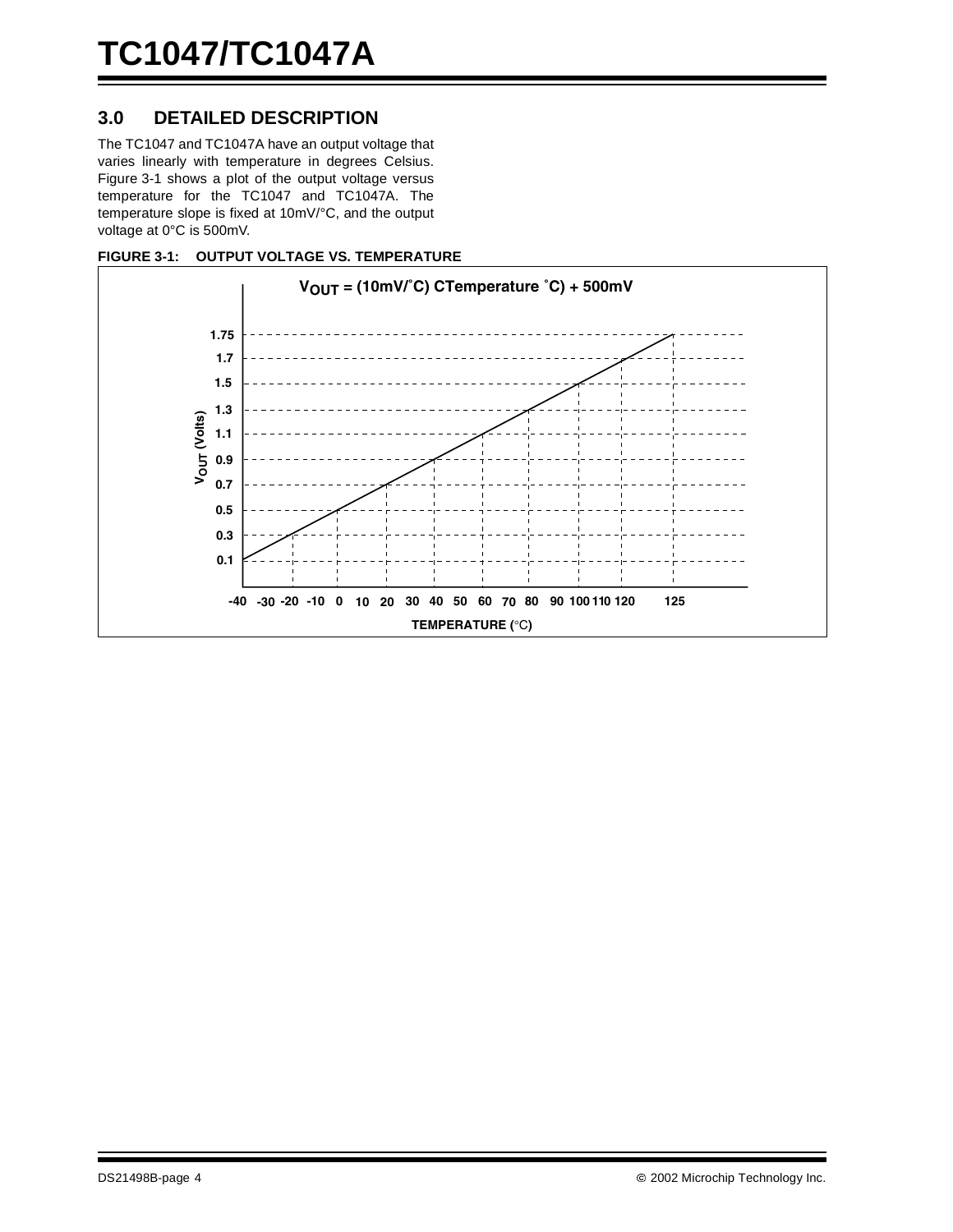## 3.0 DETAILED DESCRIPTION

The TC1047 and TC1047A have an output voltage that varies linearly with temperature in degrees Celsius. Figure 3-1 shows a plot of the output voltage versus temperature for the TC1047 and TC1047A. The temperature slope is fixed at 10mV/°C, and the output voltage at 0°C is 500mV.

**FIGURE 3-1: OUTPUT VOLTAGE VS. TEMPERATURE**

$V_{OUT}$ = (10mV/˚C) CTemperature ˚C) + 500mV

$V_{OUT}$ (Volts): 0.1, 0.3, 0.5, 0.7, 0.9, 1.1, 1.3, 1.5, 1.7, 1.75

TEMPERATURE (°C): -40, -30, -20, -10, 0, 10, 20, 30, 40, 50, 60, 70, 80, 90, 100, 110, 120, 125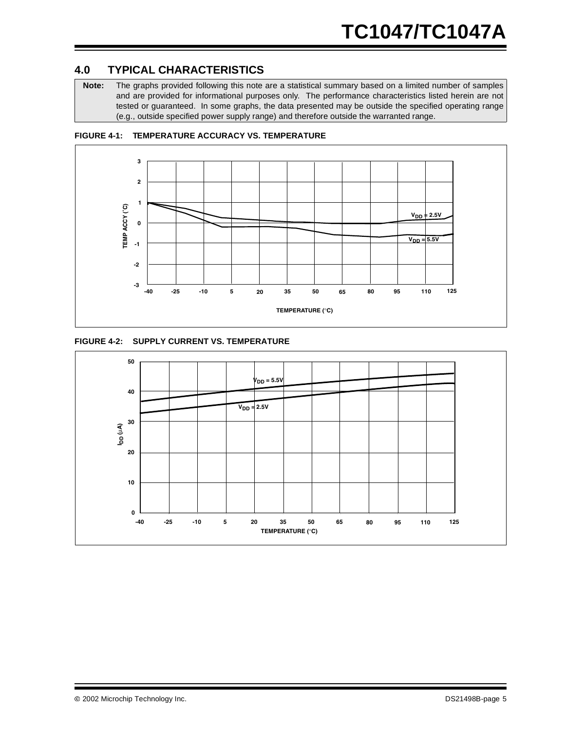## 4.0 TYPICAL CHARACTERISTICS

**Note:** The graphs provided following this note are a statistical summary based on a limited number of samples and are provided for informational purposes only. The performance characteristics listed herein are not tested or guaranteed. In some graphs, the data presented may be outside the specified operating range (e.g., outside specified power supply range) and therefore outside the warranted range.

**FIGURE 4-1: TEMPERATURE ACCURACY VS. TEMPERATURE**

**FIGURE 4-2: SUPPLY CURRENT VS. TEMPERATURE**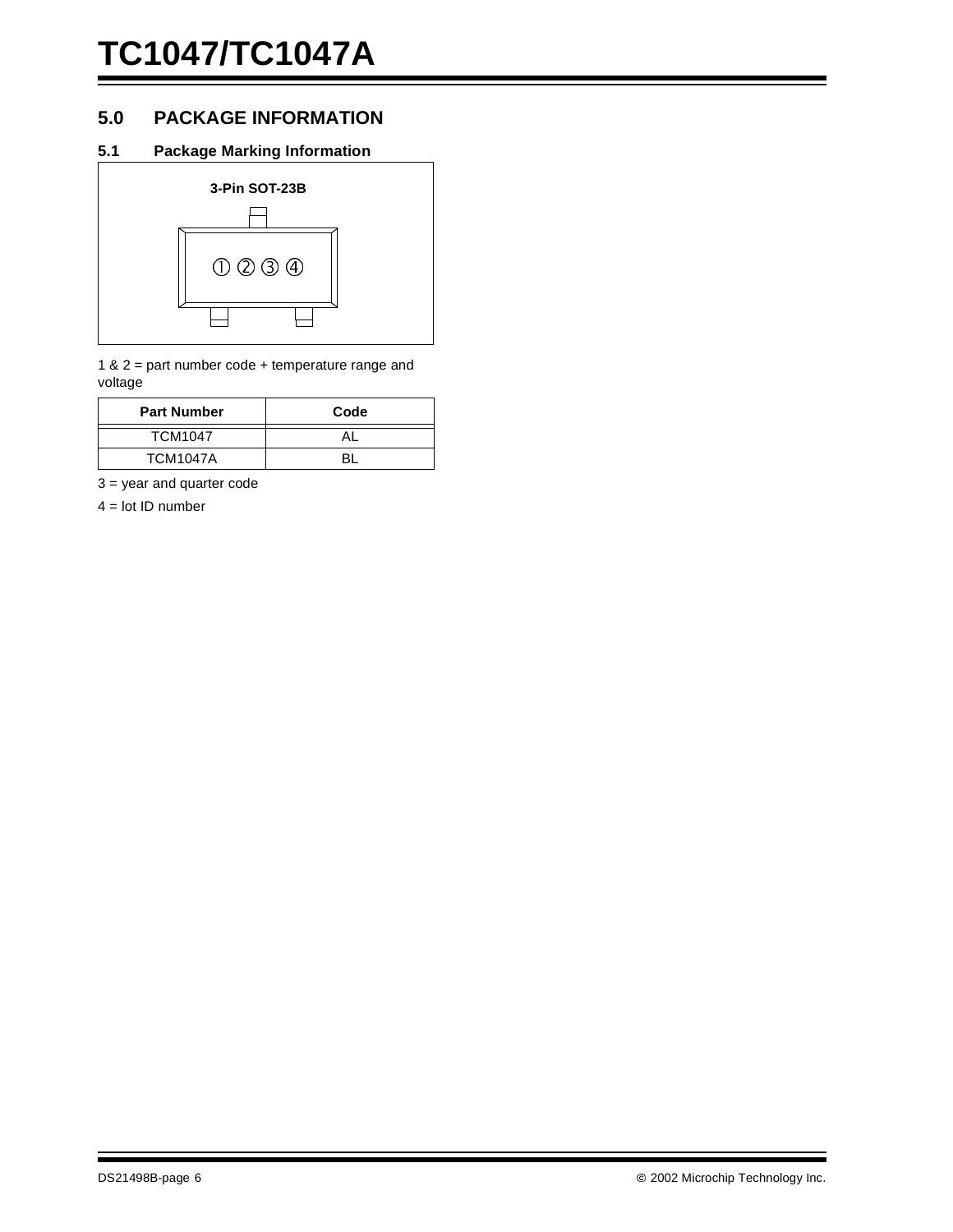## 5.0 PACKAGE INFORMATION

### 5.1 Package Marking Information

**3-Pin SOT-23B**

① ② ③ ④

1 & 2 = part number code + temperature range and voltage

| Part Number | Code |
|---|---|
| TCM1047 | AL |
| TCM1047A | BL |

3 = year and quarter code

4 = lot ID number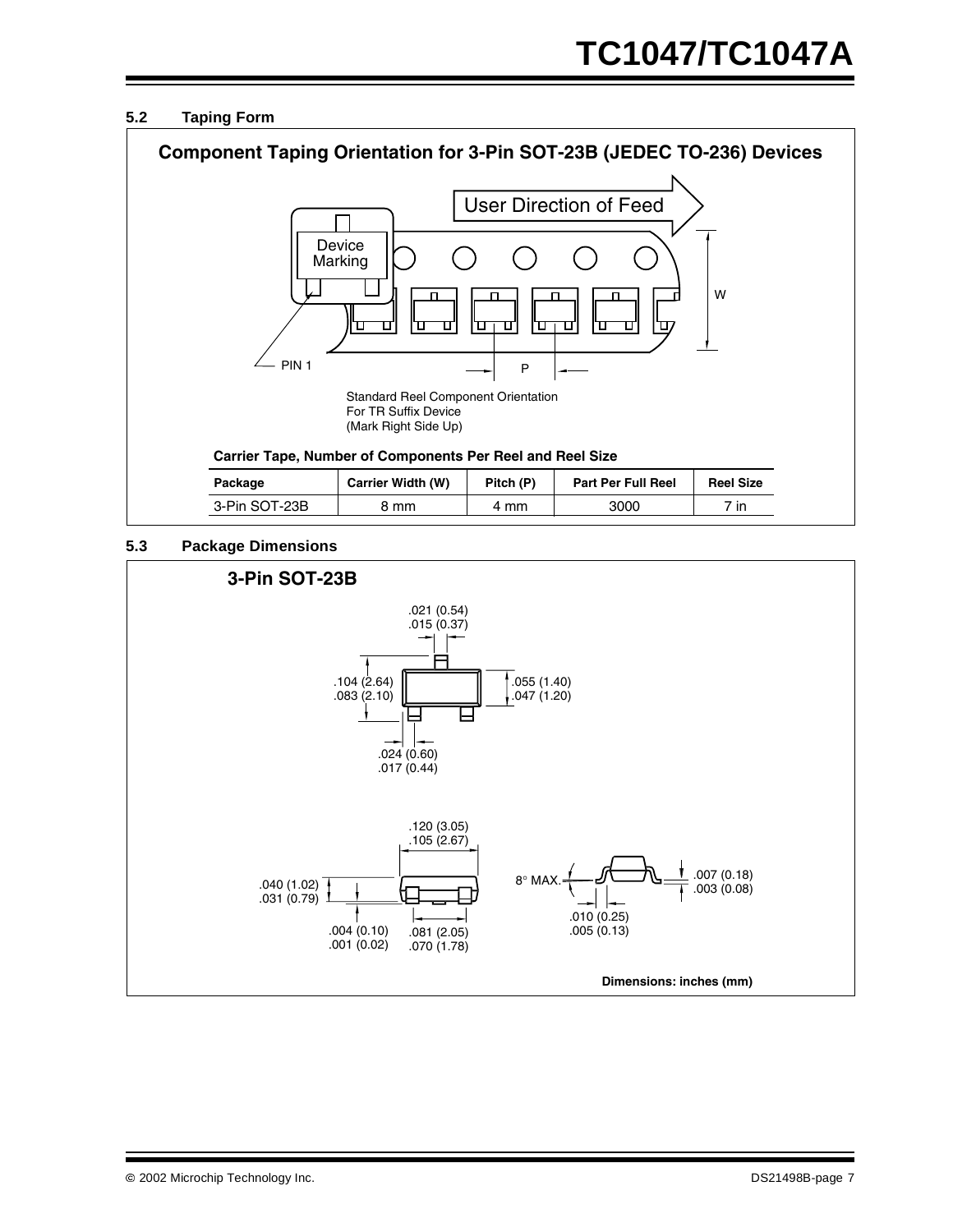### 5.2 Taping Form

**Component Taping Orientation for 3-Pin SOT-23B (JEDEC TO-236) Devices**

User Direction of Feed

Device Marking

PIN 1

P

W

Standard Reel Component Orientation
For TR Suffix Device
(Mark Right Side Up)

**Carrier Tape, Number of Components Per Reel and Reel Size**

| Package | Carrier Width (W) | Pitch (P) | Part Per Full Reel | Reel Size |
|---|---|---|---|---|
| 3-Pin SOT-23B | 8 mm | 4 mm | 3000 | 7 in |

### 5.3 Package Dimensions

**3-Pin SOT-23B**

.021 (0.54)
.015 (0.37)

.104 (2.64)
.083 (2.10)

.055 (1.40)
.047 (1.20)

.024 (0.60)
.017 (0.44)

.120 (3.05)
.105 (2.67)

.040 (1.02)
.031 (0.79)

.004 (0.10)
.001 (0.02)

.081 (2.05)
.070 (1.78)

8° MAX.

.007 (0.18)
.003 (0.08)

.010 (0.25)
.005 (0.13)

**Dimensions: inches (mm)**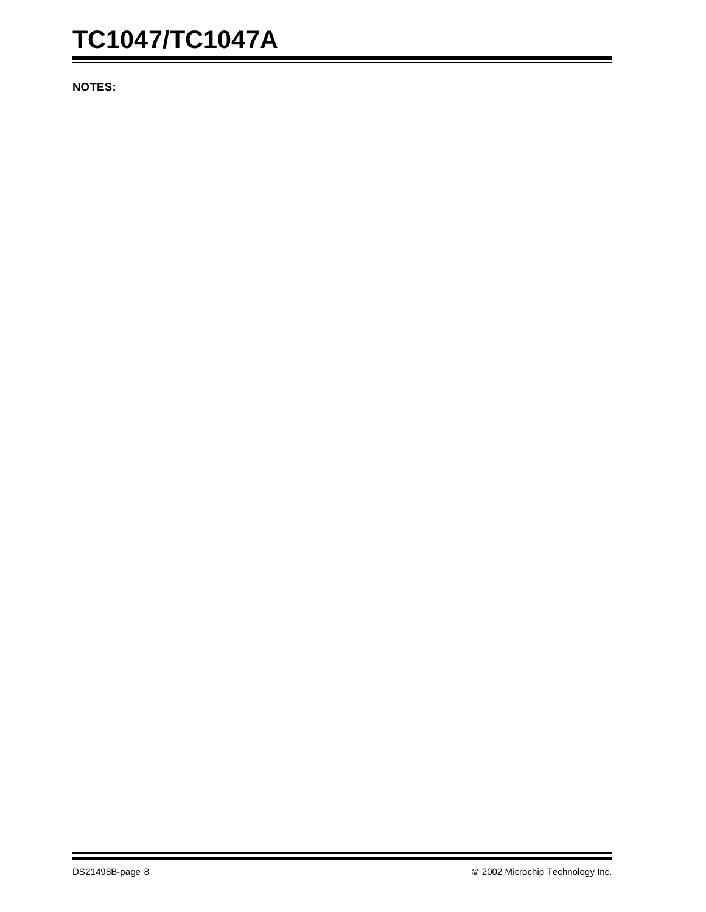**NOTES:**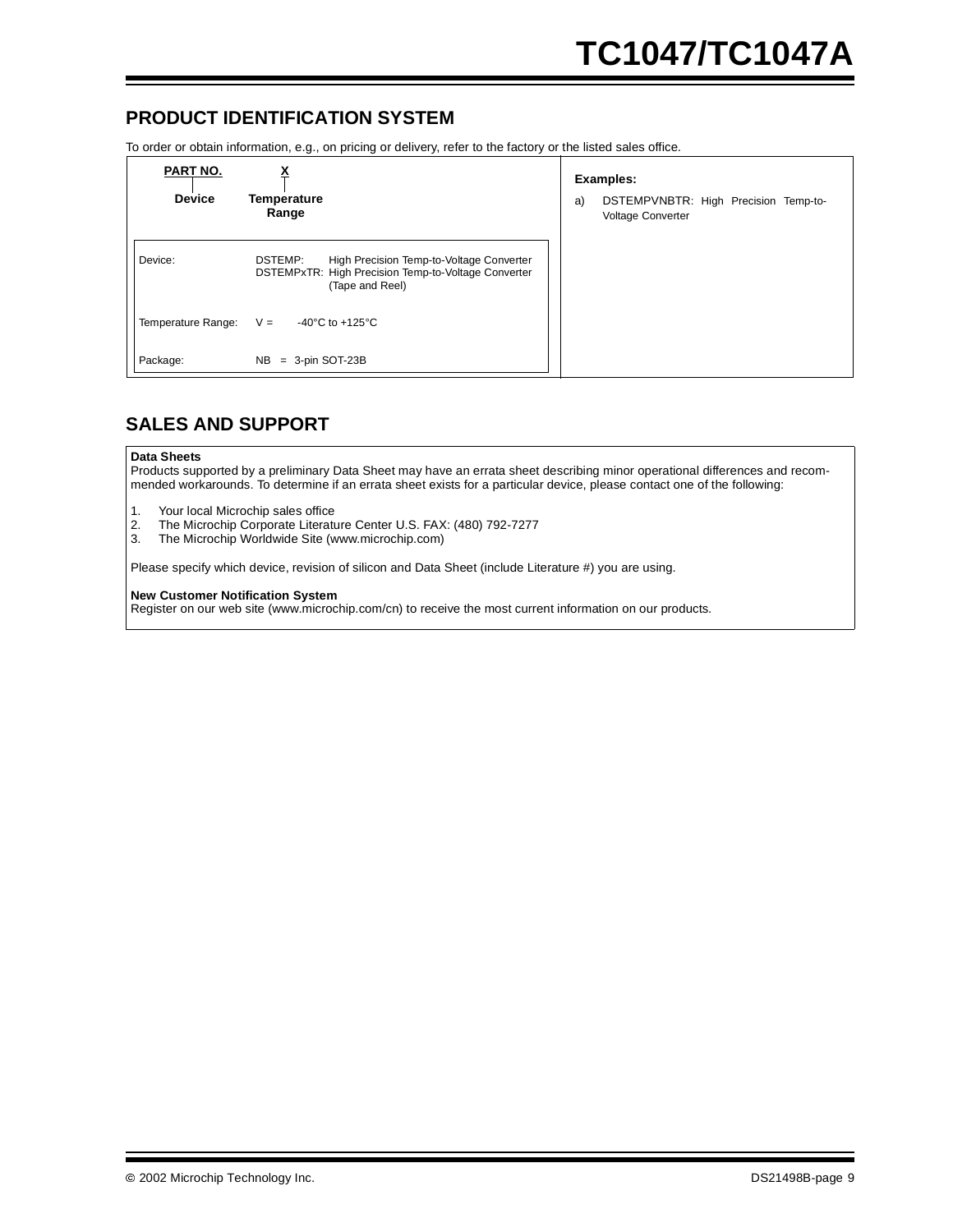## PRODUCT IDENTIFICATION SYSTEM

To order or obtain information, e.g., on pricing or delivery, refer to the factory or the listed sales office.

| PART NO. | X |
|---|---|
| Device | Temperature Range |

| | |
|---|---|
| Device: | DSTEMP: High Precision Temp-to-Voltage Converter<br>DSTEMPxTR: High Precision Temp-to-Voltage Converter (Tape and Reel) |
| Temperature Range: | V = -40°C to +125°C |
| Package: | NB = 3-pin SOT-23B |

**Examples:**

a) DSTEMPVNBTR: High Precision Temp-to-Voltage Converter

## SALES AND SUPPORT

**Data Sheets**

Products supported by a preliminary Data Sheet may have an errata sheet describing minor operational differences and recommended workarounds. To determine if an errata sheet exists for a particular device, please contact one of the following:

1. Your local Microchip sales office
2. The Microchip Corporate Literature Center U.S. FAX: (480) 792-7277
3. The Microchip Worldwide Site (www.microchip.com)

Please specify which device, revision of silicon and Data Sheet (include Literature #) you are using.

**New Customer Notification System**

Register on our web site (www.microchip.com/cn) to receive the most current information on our products.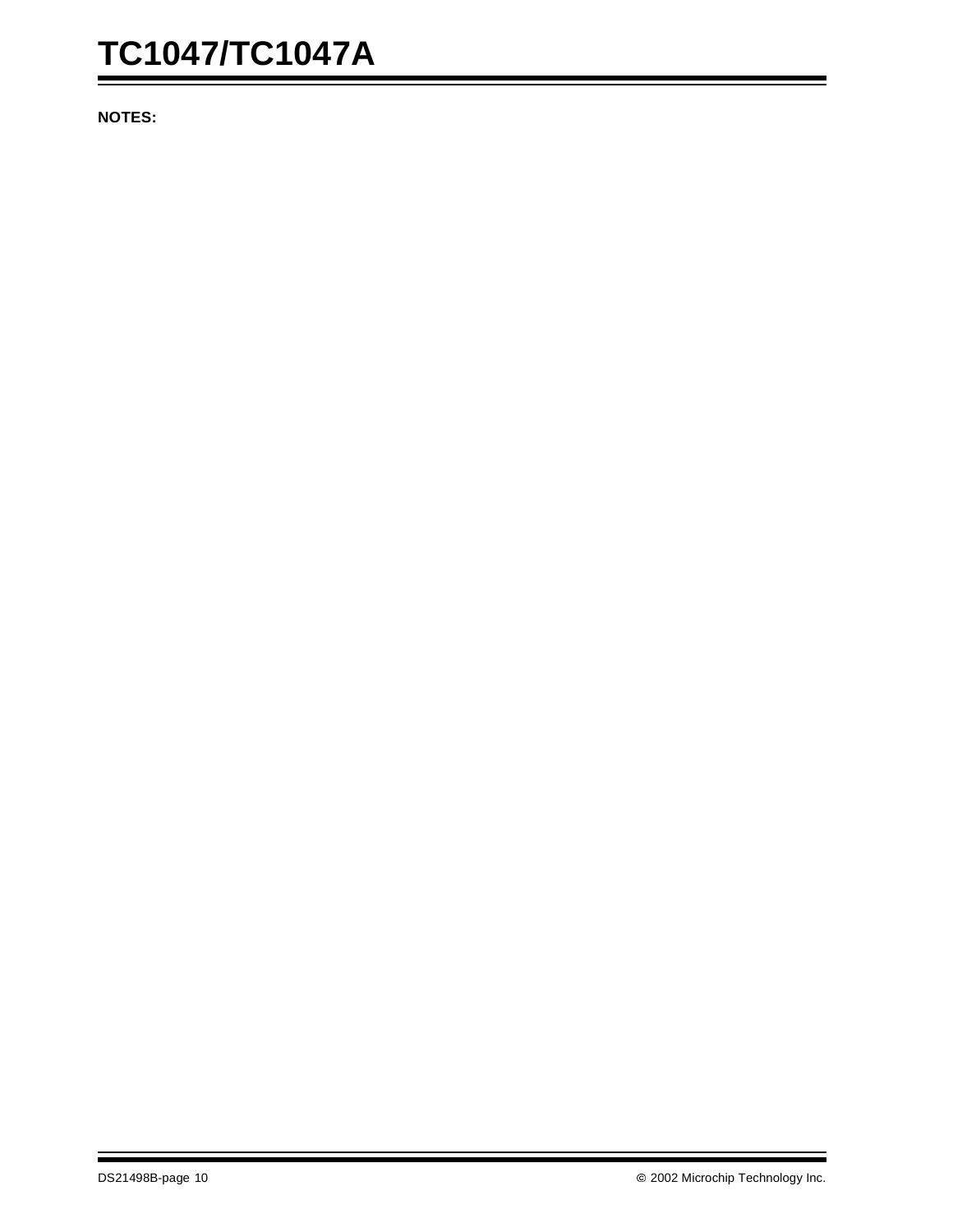**NOTES:**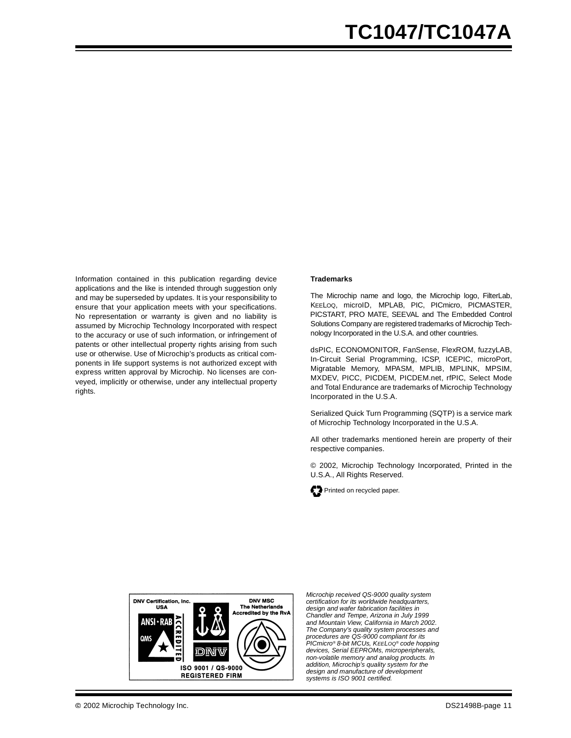Information contained in this publication regarding device applications and the like is intended through suggestion only and may be superseded by updates. It is your responsibility to ensure that your application meets with your specifications. No representation or warranty is given and no liability is assumed by Microchip Technology Incorporated with respect to the accuracy or use of such information, or infringement of patents or other intellectual property rights arising from such use or otherwise. Use of Microchip's products as critical components in life support systems is not authorized except with express written approval by Microchip. No licenses are conveyed, implicitly or otherwise, under any intellectual property rights.

**Trademarks**

The Microchip name and logo, the Microchip logo, FilterLab, KEELOQ, microID, MPLAB, PIC, PICmicro, PICMASTER, PICSTART, PRO MATE, SEEVAL and The Embedded Control Solutions Company are registered trademarks of Microchip Technology Incorporated in the U.S.A. and other countries.

dsPIC, ECONOMONITOR, FanSense, FlexROM, fuzzyLAB, In-Circuit Serial Programming, ICSP, ICEPIC, microPort, Migratable Memory, MPASM, MPLIB, MPLINK, MPSIM, MXDEV, PICC, PICDEM, PICDEM.net, rfPIC, Select Mode and Total Endurance are trademarks of Microchip Technology Incorporated in the U.S.A.

Serialized Quick Turn Programming (SQTP) is a service mark of Microchip Technology Incorporated in the U.S.A.

All other trademarks mentioned herein are property of their respective companies.

© 2002, Microchip Technology Incorporated, Printed in the U.S.A., All Rights Reserved.

Printed on recycled paper.

DNV Certification, Inc. USA
ANSI • RAB ACCREDITED QMS
DNV MSC The Netherlands Accredited by the RvA
DNV
ISO 9001 / QS-9000 REGISTERED FIRM

*Microchip received QS-9000 quality system certification for its worldwide headquarters, design and wafer fabrication facilities in Chandler and Tempe, Arizona in July 1999 and Mountain View, California in March 2002. The Company's quality system processes and procedures are QS-9000 compliant for its PICmicro® 8-bit MCUs, KEELOQ® code hopping devices, Serial EEPROMs, microperipherals, non-volatile memory and analog products. In addition, Microchip's quality system for the design and manufacture of development systems is ISO 9001 certified.*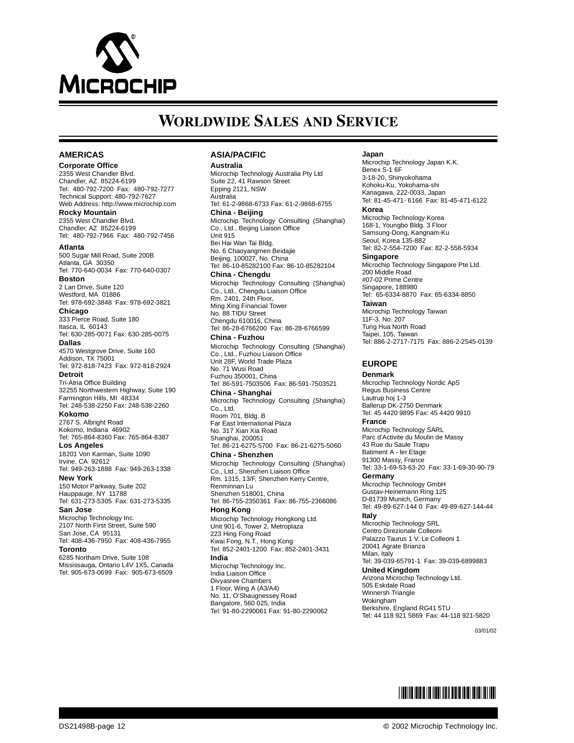# WORLDWIDE SALES AND SERVICE

## AMERICAS

**Corporate Office**
2355 West Chandler Blvd.
Chandler, AZ 85224-6199
Tel: 480-792-7200 Fax: 480-792-7277
Technical Support: 480-792-7627
Web Address: http://www.microchip.com

**Rocky Mountain**
2355 West Chandler Blvd.
Chandler, AZ 85224-6199
Tel: 480-792-7966 Fax: 480-792-7456

**Atlanta**
500 Sugar Mill Road, Suite 200B
Atlanta, GA 30350
Tel: 770-640-0034 Fax: 770-640-0307

**Boston**
2 Lan Drive, Suite 120
Westford, MA 01886
Tel: 978-692-3848 Fax: 978-692-3821

**Chicago**
333 Pierce Road, Suite 180
Itasca, IL 60143
Tel: 630-285-0071 Fax: 630-285-0075

**Dallas**
4570 Westgrove Drive, Suite 160
Addison, TX 75001
Tel: 972-818-7423 Fax: 972-818-2924

**Detroit**
Tri-Atria Office Building
32255 Northwestern Highway, Suite 190
Farmington Hills, MI 48334
Tel: 248-538-2250 Fax: 248-538-2260

**Kokomo**
2767 S. Albright Road
Kokomo, Indiana 46902
Tel: 765-864-8360 Fax: 765-864-8387

**Los Angeles**
18201 Von Karman, Suite 1090
Irvine, CA 92612
Tel: 949-263-1888 Fax: 949-263-1338

**New York**
150 Motor Parkway, Suite 202
Hauppauge, NY 11788
Tel: 631-273-5305 Fax: 631-273-5335

**San Jose**
Microchip Technology Inc.
2107 North First Street, Suite 590
San Jose, CA 95131
Tel: 408-436-7950 Fax: 408-436-7955

**Toronto**
6285 Northam Drive, Suite 108
Mississauga, Ontario L4V 1X5, Canada
Tel: 905-673-0699 Fax: 905-673-6509

## ASIA/PACIFIC

**Australia**
Microchip Technology Australia Pty Ltd
Suite 22, 41 Rawson Street
Epping 2121, NSW
Australia
Tel: 61-2-9868-6733 Fax: 61-2-9868-6755

**China - Beijing**
Microchip Technology Consulting (Shanghai) Co., Ltd., Beijing Liaison Office
Unit 915
Bei Hai Wan Tai Bldg.
No. 6 Chaoyangmen Beidajie
Beijing, 100027, No. China
Tel: 86-10-85282100 Fax: 86-10-85282104

**China - Chengdu**
Microchip Technology Consulting (Shanghai) Co., Ltd., Chengdu Liaison Office
Rm. 2401, 24th Floor,
Ming Xing Financial Tower
No. 88 TIDU Street
Chengdu 610016, China
Tel: 86-28-6766200 Fax: 86-28-6766599

**China - Fuzhou**
Microchip Technology Consulting (Shanghai) Co., Ltd., Fuzhou Liaison Office
Unit 28F, World Trade Plaza
No. 71 Wusi Road
Fuzhou 350001, China
Tel: 86-591-7503506 Fax: 86-591-7503521

**China - Shanghai**
Microchip Technology Consulting (Shanghai) Co., Ltd.
Room 701, Bldg. B
Far East International Plaza
No. 317 Xian Xia Road
Shanghai, 200051
Tel: 86-21-6275-5700 Fax: 86-21-6275-5060

**China - Shenzhen**
Microchip Technology Consulting (Shanghai) Co., Ltd., Shenzhen Liaison Office
Rm. 1315, 13/F, Shenzhen Kerry Centre,
Renminnan Lu
Shenzhen 518001, China
Tel: 86-755-2350361 Fax: 86-755-2366086

**Hong Kong**
Microchip Technology Hongkong Ltd.
Unit 901-6, Tower 2, Metroplaza
223 Hing Fong Road
Kwai Fong, N.T., Hong Kong
Tel: 852-2401-1200 Fax: 852-2401-3431

**India**
Microchip Technology Inc.
India Liaison Office
Divyasree Chambers
1 Floor, Wing A (A3/A4)
No. 11, O'Shaugnessey Road
Bangalore, 560 025, India
Tel: 91-80-2290061 Fax: 91-80-2290062

**Japan**
Microchip Technology Japan K.K.
Benex S-1 6F
3-18-20, Shinyokohama
Kohoku-Ku, Yokohama-shi
Kanagawa, 222-0033, Japan
Tel: 81-45-471- 6166 Fax: 81-45-471-6122

**Korea**
Microchip Technology Korea
168-1, Youngbo Bldg. 3 Floor
Samsung-Dong, Kangnam-Ku
Seoul, Korea 135-882
Tel: 82-2-554-7200 Fax: 82-2-558-5934

**Singapore**
Microchip Technology Singapore Pte Ltd.
200 Middle Road
#07-02 Prime Centre
Singapore, 188980
Tel: 65-6334-8870 Fax: 65-6334-8850

**Taiwan**
Microchip Technology Taiwan
11F-3, No. 207
Tung Hua North Road
Taipei, 105, Taiwan
Tel: 886-2-2717-7175 Fax: 886-2-2545-0139

## EUROPE

**Denmark**
Microchip Technology Nordic ApS
Regus Business Centre
Lautrup hoj 1-3
Ballerup DK-2750 Denmark
Tel: 45 4420 9895 Fax: 45 4420 9910

**France**
Microchip Technology SARL
Parc d'Activite du Moulin de Massy
43 Rue du Saule Trapu
Batiment A - ler Etage
91300 Massy, France
Tel: 33-1-69-53-63-20 Fax: 33-1-69-30-90-79

**Germany**
Microchip Technology GmbH
Gustav-Heinemann Ring 125
D-81739 Munich, Germany
Tel: 49-89-627-144 0 Fax: 49-89-627-144-44

**Italy**
Microchip Technology SRL
Centro Direzionale Colleoni
Palazzo Taurus 1 V. Le Colleoni 1
20041 Agrate Brianza
Milan, Italy
Tel: 39-039-65791-1 Fax: 39-039-6899883

**United Kingdom**
Arizona Microchip Technology Ltd.
505 Eskdale Road
Winnersh Triangle
Wokingham
Berkshire, England RG41 5TU
Tel: 44 118 921 5869 Fax: 44-118 921-5820

03/01/02